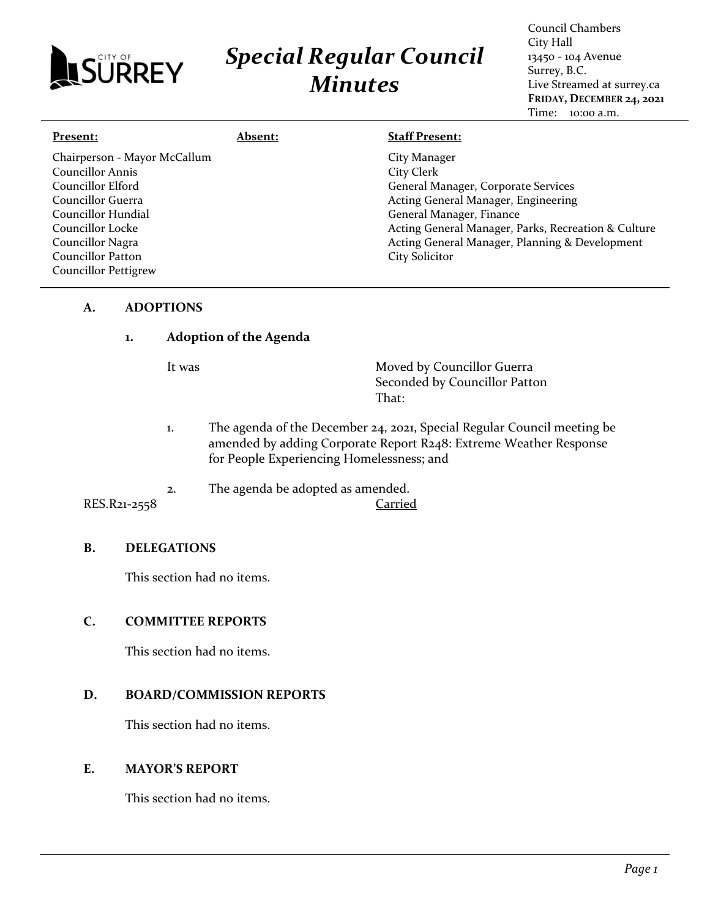# Special Regular Council Minutes

Council Chambers
City Hall
13450 - 104 Avenue
Surrey, B.C.
Live Streamed at surrey.ca
**FRIDAY, DECEMBER 24, 2021**
Time: 10:00 a.m.

| **Present:** | **Absent:** | **Staff Present:** |
|---|---|---|
| Chairperson - Mayor McCallum | | City Manager |
| Councillor Annis | | City Clerk |
| Councillor Elford | | General Manager, Corporate Services |
| Councillor Guerra | | Acting General Manager, Engineering |
| Councillor Hundial | | General Manager, Finance |
| Councillor Locke | | Acting General Manager, Parks, Recreation & Culture |
| Councillor Nagra | | Acting General Manager, Planning & Development |
| Councillor Patton | | City Solicitor |
| Councillor Pettigrew | | |

## A. ADOPTIONS

### 1. Adoption of the Agenda

It was

Moved by Councillor Guerra
Seconded by Councillor Patton
That:

1. The agenda of the December 24, 2021, Special Regular Council meeting be amended by adding Corporate Report R248: Extreme Weather Response for People Experiencing Homelessness; and

2. The agenda be adopted as amended.

RES.R21-2558 Carried

## B. DELEGATIONS

This section had no items.

## C. COMMITTEE REPORTS

This section had no items.

## D. BOARD/COMMISSION REPORTS

This section had no items.

## E. MAYOR'S REPORT

This section had no items.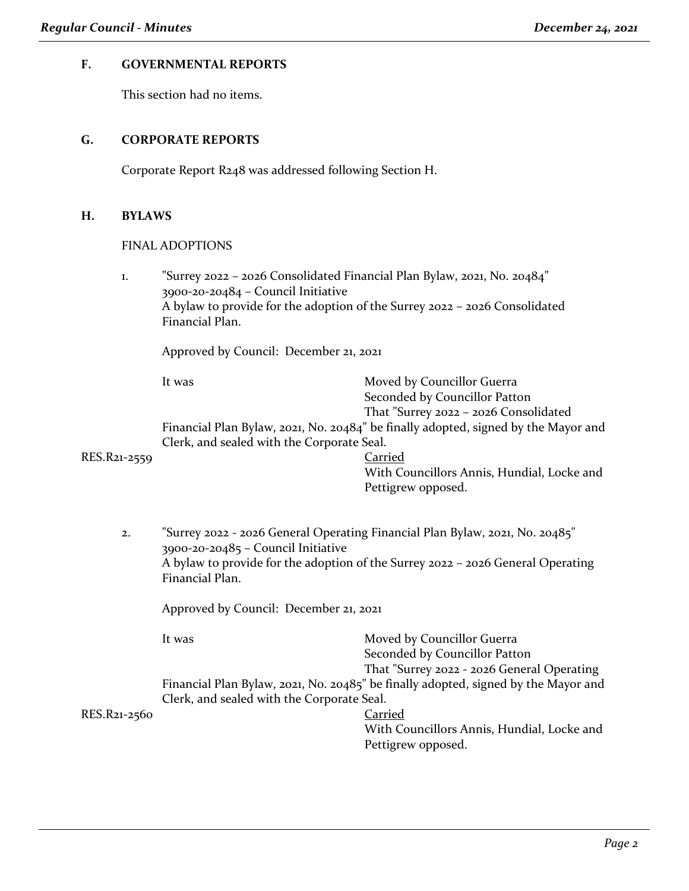## F. GOVERNMENTAL REPORTS

This section had no items.

## G. CORPORATE REPORTS

Corporate Report R248 was addressed following Section H.

## H. BYLAWS

FINAL ADOPTIONS

1. "Surrey 2022 – 2026 Consolidated Financial Plan Bylaw, 2021, No. 20484"
   3900-20-20484 – Council Initiative
   A bylaw to provide for the adoption of the Surrey 2022 – 2026 Consolidated Financial Plan.

   Approved by Council: December 21, 2021

   It was Moved by Councillor Guerra
   Seconded by Councillor Patton
   That "Surrey 2022 – 2026 Consolidated Financial Plan Bylaw, 2021, No. 20484" be finally adopted, signed by the Mayor and Clerk, and sealed with the Corporate Seal.

   RES.R21-2559 Carried
   With Councillors Annis, Hundial, Locke and Pettigrew opposed.

2. "Surrey 2022 - 2026 General Operating Financial Plan Bylaw, 2021, No. 20485"
   3900-20-20485 – Council Initiative
   A bylaw to provide for the adoption of the Surrey 2022 – 2026 General Operating Financial Plan.

   Approved by Council: December 21, 2021

   It was Moved by Councillor Guerra
   Seconded by Councillor Patton
   That "Surrey 2022 - 2026 General Operating Financial Plan Bylaw, 2021, No. 20485" be finally adopted, signed by the Mayor and Clerk, and sealed with the Corporate Seal.

   RES.R21-2560 Carried
   With Councillors Annis, Hundial, Locke and Pettigrew opposed.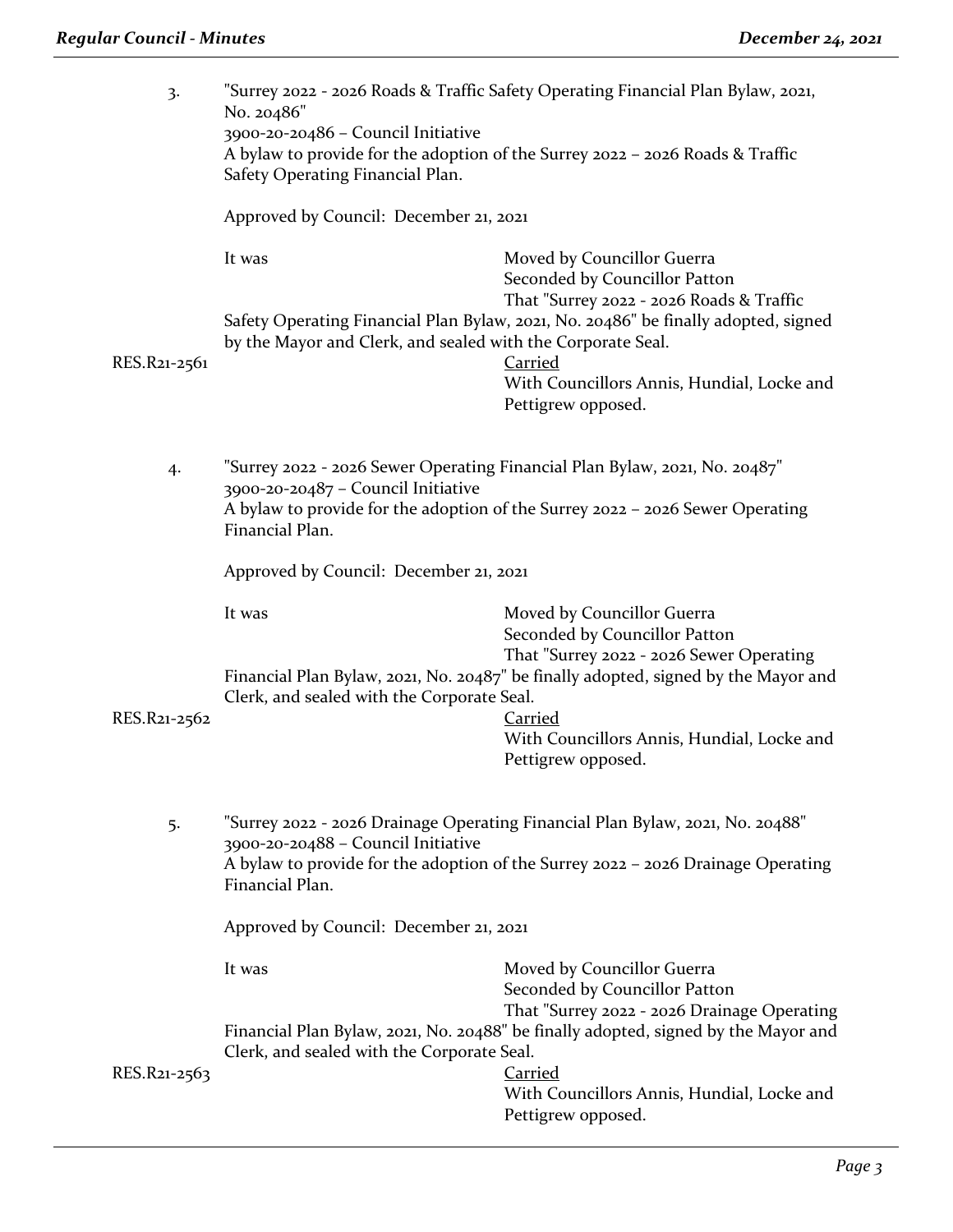3. "Surrey 2022 - 2026 Roads & Traffic Safety Operating Financial Plan Bylaw, 2021, No. 20486"
   3900-20-20486 – Council Initiative
   A bylaw to provide for the adoption of the Surrey 2022 – 2026 Roads & Traffic Safety Operating Financial Plan.

   Approved by Council: December 21, 2021

   It was Moved by Councillor Guerra
   Seconded by Councillor Patton
   That "Surrey 2022 - 2026 Roads & Traffic Safety Operating Financial Plan Bylaw, 2021, No. 20486" be finally adopted, signed by the Mayor and Clerk, and sealed with the Corporate Seal.

RES.R21-2561

<u>Carried</u>
With Councillors Annis, Hundial, Locke and Pettigrew opposed.

4. "Surrey 2022 - 2026 Sewer Operating Financial Plan Bylaw, 2021, No. 20487"
   3900-20-20487 – Council Initiative
   A bylaw to provide for the adoption of the Surrey 2022 – 2026 Sewer Operating Financial Plan.

   Approved by Council: December 21, 2021

   It was Moved by Councillor Guerra
   Seconded by Councillor Patton
   That "Surrey 2022 - 2026 Sewer Operating Financial Plan Bylaw, 2021, No. 20487" be finally adopted, signed by the Mayor and Clerk, and sealed with the Corporate Seal.

RES.R21-2562

<u>Carried</u>
With Councillors Annis, Hundial, Locke and Pettigrew opposed.

5. "Surrey 2022 - 2026 Drainage Operating Financial Plan Bylaw, 2021, No. 20488"
   3900-20-20488 – Council Initiative
   A bylaw to provide for the adoption of the Surrey 2022 – 2026 Drainage Operating Financial Plan.

   Approved by Council: December 21, 2021

   It was Moved by Councillor Guerra
   Seconded by Councillor Patton
   That "Surrey 2022 - 2026 Drainage Operating Financial Plan Bylaw, 2021, No. 20488" be finally adopted, signed by the Mayor and Clerk, and sealed with the Corporate Seal.

RES.R21-2563

<u>Carried</u>
With Councillors Annis, Hundial, Locke and Pettigrew opposed.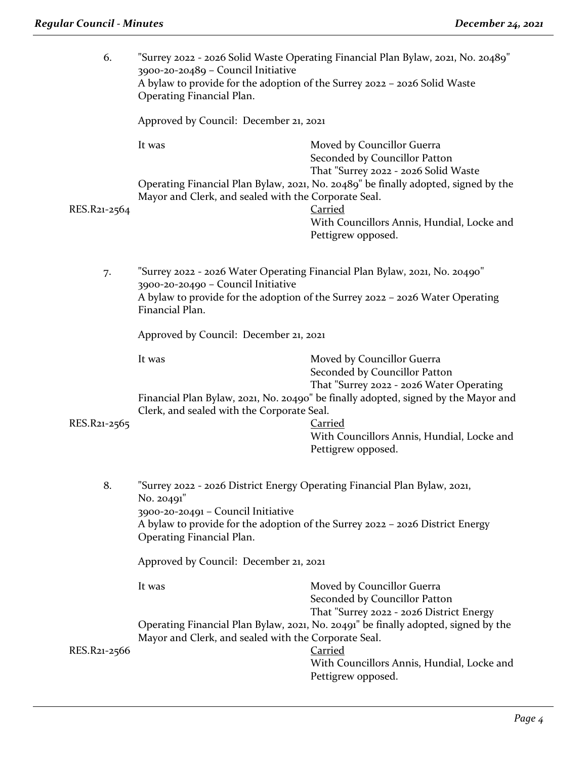6. "Surrey 2022 - 2026 Solid Waste Operating Financial Plan Bylaw, 2021, No. 20489"
3900-20-20489 – Council Initiative
A bylaw to provide for the adoption of the Surrey 2022 – 2026 Solid Waste Operating Financial Plan.

Approved by Council: December 21, 2021

It was Moved by Councillor Guerra
Seconded by Councillor Patton
That "Surrey 2022 - 2026 Solid Waste Operating Financial Plan Bylaw, 2021, No. 20489" be finally adopted, signed by the Mayor and Clerk, and sealed with the Corporate Seal.

RES.R21-2564 Carried
With Councillors Annis, Hundial, Locke and Pettigrew opposed.

7. "Surrey 2022 - 2026 Water Operating Financial Plan Bylaw, 2021, No. 20490"
3900-20-20490 – Council Initiative
A bylaw to provide for the adoption of the Surrey 2022 – 2026 Water Operating Financial Plan.

Approved by Council: December 21, 2021

It was Moved by Councillor Guerra
Seconded by Councillor Patton
That "Surrey 2022 - 2026 Water Operating Financial Plan Bylaw, 2021, No. 20490" be finally adopted, signed by the Mayor and Clerk, and sealed with the Corporate Seal.

RES.R21-2565 Carried
With Councillors Annis, Hundial, Locke and Pettigrew opposed.

8. "Surrey 2022 - 2026 District Energy Operating Financial Plan Bylaw, 2021, No. 20491"
3900-20-20491 – Council Initiative
A bylaw to provide for the adoption of the Surrey 2022 – 2026 District Energy Operating Financial Plan.

Approved by Council: December 21, 2021

It was Moved by Councillor Guerra
Seconded by Councillor Patton
That "Surrey 2022 - 2026 District Energy Operating Financial Plan Bylaw, 2021, No. 20491" be finally adopted, signed by the Mayor and Clerk, and sealed with the Corporate Seal.

RES.R21-2566 Carried
With Councillors Annis, Hundial, Locke and Pettigrew opposed.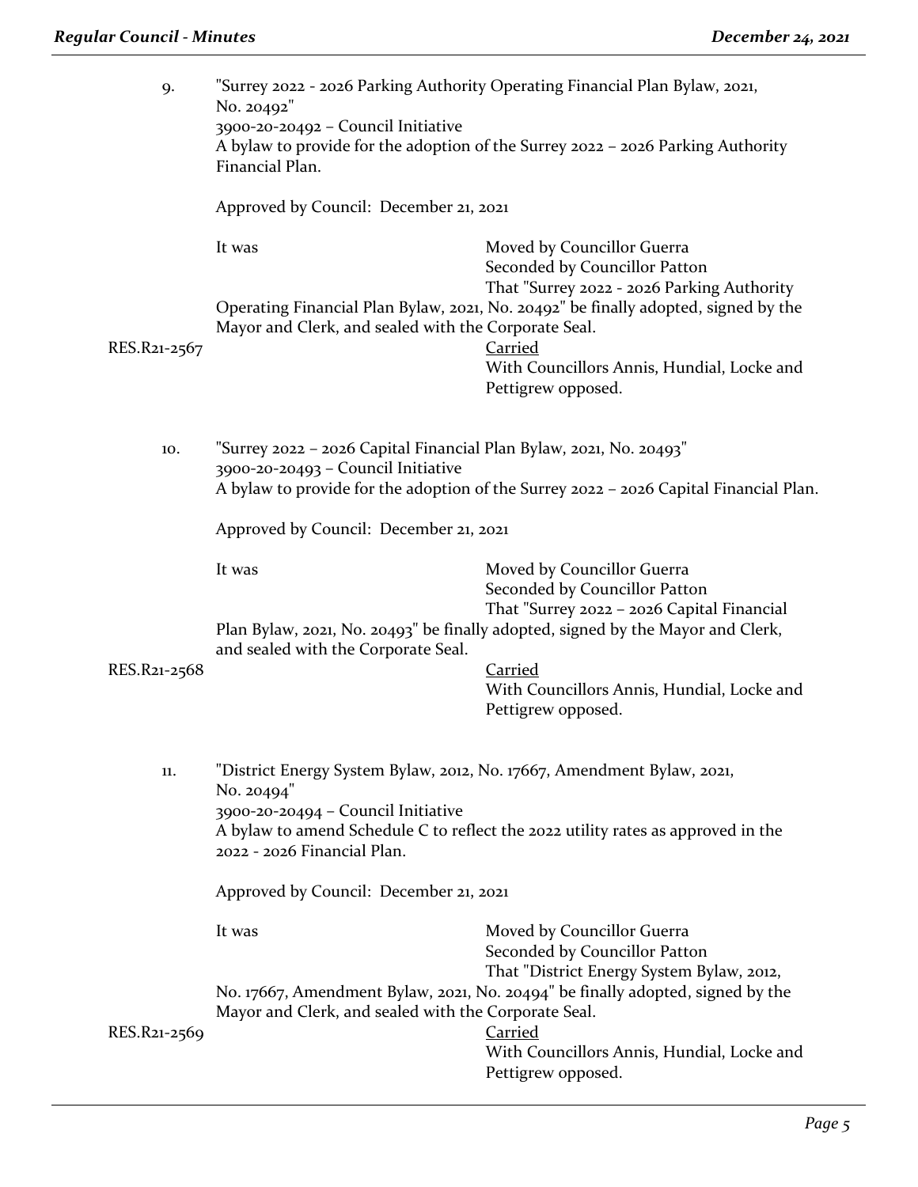9. "Surrey 2022 - 2026 Parking Authority Operating Financial Plan Bylaw, 2021, No. 20492"
3900-20-20492 – Council Initiative
A bylaw to provide for the adoption of the Surrey 2022 – 2026 Parking Authority Financial Plan.

Approved by Council: December 21, 2021

It was Moved by Councillor Guerra
Seconded by Councillor Patton
That "Surrey 2022 - 2026 Parking Authority Operating Financial Plan Bylaw, 2021, No. 20492" be finally adopted, signed by the Mayor and Clerk, and sealed with the Corporate Seal.

RES.R21-2567 Carried
With Councillors Annis, Hundial, Locke and Pettigrew opposed.

10. "Surrey 2022 – 2026 Capital Financial Plan Bylaw, 2021, No. 20493"
3900-20-20493 – Council Initiative
A bylaw to provide for the adoption of the Surrey 2022 – 2026 Capital Financial Plan.

Approved by Council: December 21, 2021

It was Moved by Councillor Guerra
Seconded by Councillor Patton
That "Surrey 2022 – 2026 Capital Financial Plan Bylaw, 2021, No. 20493" be finally adopted, signed by the Mayor and Clerk, and sealed with the Corporate Seal.

RES.R21-2568 Carried
With Councillors Annis, Hundial, Locke and Pettigrew opposed.

11. "District Energy System Bylaw, 2012, No. 17667, Amendment Bylaw, 2021, No. 20494"
3900-20-20494 – Council Initiative
A bylaw to amend Schedule C to reflect the 2022 utility rates as approved in the 2022 - 2026 Financial Plan.

Approved by Council: December 21, 2021

It was Moved by Councillor Guerra
Seconded by Councillor Patton
That "District Energy System Bylaw, 2012, No. 17667, Amendment Bylaw, 2021, No. 20494" be finally adopted, signed by the Mayor and Clerk, and sealed with the Corporate Seal.

RES.R21-2569 Carried
With Councillors Annis, Hundial, Locke and Pettigrew opposed.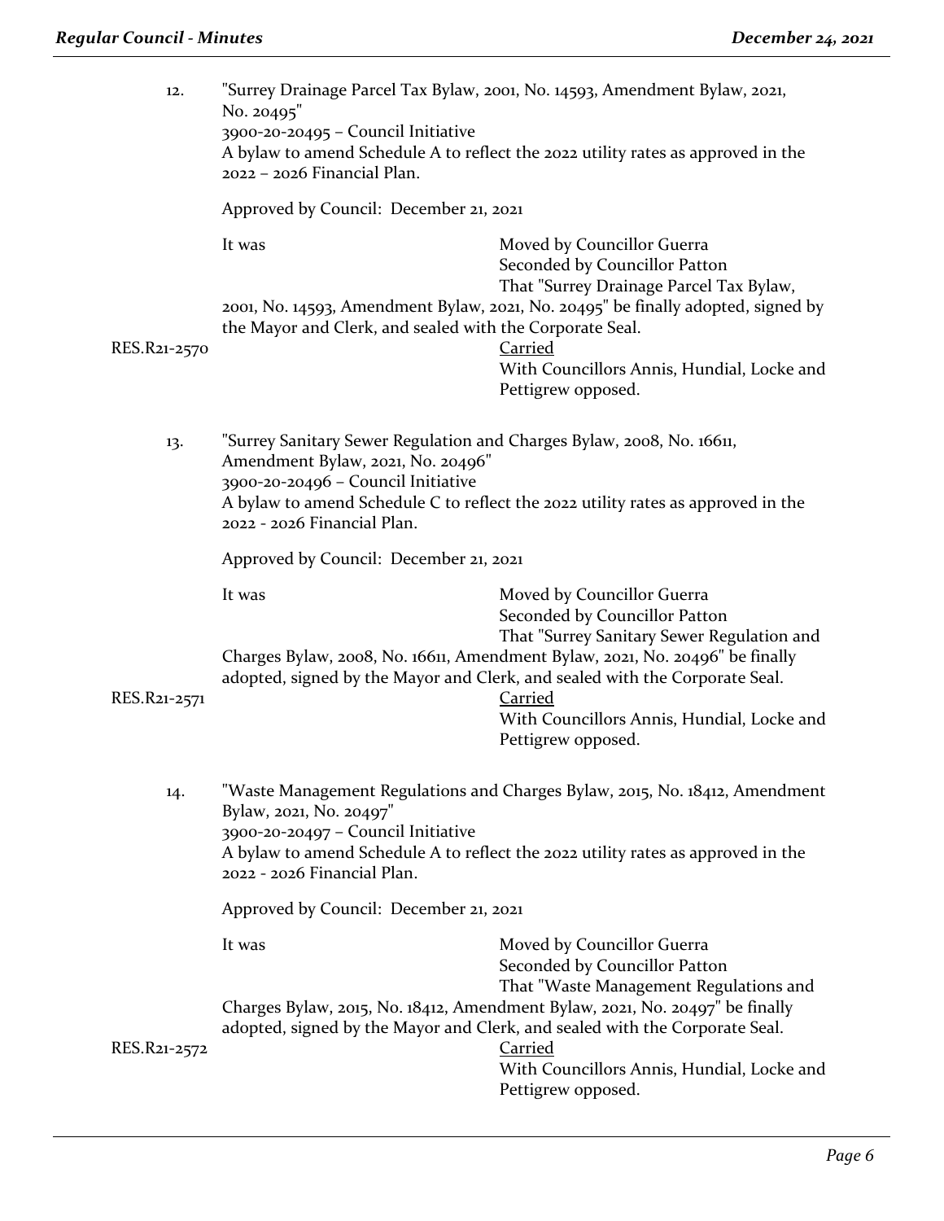12. "Surrey Drainage Parcel Tax Bylaw, 2001, No. 14593, Amendment Bylaw, 2021, No. 20495"
3900-20-20495 – Council Initiative
A bylaw to amend Schedule A to reflect the 2022 utility rates as approved in the 2022 – 2026 Financial Plan.

Approved by Council: December 21, 2021

It was Moved by Councillor Guerra
Seconded by Councillor Patton
That "Surrey Drainage Parcel Tax Bylaw, 2001, No. 14593, Amendment Bylaw, 2021, No. 20495" be finally adopted, signed by the Mayor and Clerk, and sealed with the Corporate Seal.

RES.R21-2570

Carried
With Councillors Annis, Hundial, Locke and Pettigrew opposed.

13. "Surrey Sanitary Sewer Regulation and Charges Bylaw, 2008, No. 16611, Amendment Bylaw, 2021, No. 20496"
3900-20-20496 – Council Initiative
A bylaw to amend Schedule C to reflect the 2022 utility rates as approved in the 2022 - 2026 Financial Plan.

Approved by Council: December 21, 2021

It was Moved by Councillor Guerra
Seconded by Councillor Patton
That "Surrey Sanitary Sewer Regulation and Charges Bylaw, 2008, No. 16611, Amendment Bylaw, 2021, No. 20496" be finally adopted, signed by the Mayor and Clerk, and sealed with the Corporate Seal.

RES.R21-2571

Carried
With Councillors Annis, Hundial, Locke and Pettigrew opposed.

14. "Waste Management Regulations and Charges Bylaw, 2015, No. 18412, Amendment Bylaw, 2021, No. 20497"
3900-20-20497 – Council Initiative
A bylaw to amend Schedule A to reflect the 2022 utility rates as approved in the 2022 - 2026 Financial Plan.

Approved by Council: December 21, 2021

It was Moved by Councillor Guerra
Seconded by Councillor Patton
That "Waste Management Regulations and Charges Bylaw, 2015, No. 18412, Amendment Bylaw, 2021, No. 20497" be finally adopted, signed by the Mayor and Clerk, and sealed with the Corporate Seal.

RES.R21-2572

Carried
With Councillors Annis, Hundial, Locke and Pettigrew opposed.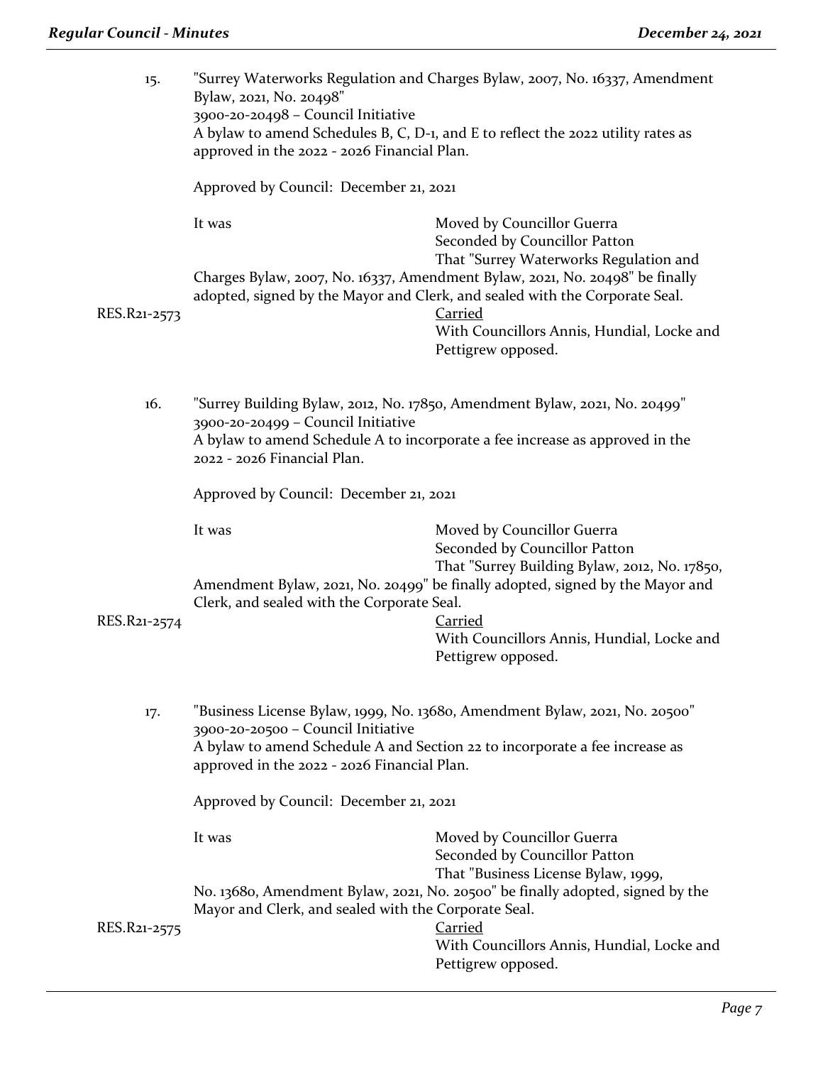15. "Surrey Waterworks Regulation and Charges Bylaw, 2007, No. 16337, Amendment Bylaw, 2021, No. 20498"
3900-20-20498 – Council Initiative
A bylaw to amend Schedules B, C, D-1, and E to reflect the 2022 utility rates as approved in the 2022 - 2026 Financial Plan.

Approved by Council: December 21, 2021

It was

Moved by Councillor Guerra
Seconded by Councillor Patton
That "Surrey Waterworks Regulation and Charges Bylaw, 2007, No. 16337, Amendment Bylaw, 2021, No. 20498" be finally adopted, signed by the Mayor and Clerk, and sealed with the Corporate Seal.

RES.R21-2573

Carried
With Councillors Annis, Hundial, Locke and Pettigrew opposed.

16. "Surrey Building Bylaw, 2012, No. 17850, Amendment Bylaw, 2021, No. 20499"
3900-20-20499 – Council Initiative
A bylaw to amend Schedule A to incorporate a fee increase as approved in the 2022 - 2026 Financial Plan.

Approved by Council: December 21, 2021

It was

Moved by Councillor Guerra
Seconded by Councillor Patton
That "Surrey Building Bylaw, 2012, No. 17850, Amendment Bylaw, 2021, No. 20499" be finally adopted, signed by the Mayor and Clerk, and sealed with the Corporate Seal.

RES.R21-2574

Carried
With Councillors Annis, Hundial, Locke and Pettigrew opposed.

17. "Business License Bylaw, 1999, No. 13680, Amendment Bylaw, 2021, No. 20500"
3900-20-20500 – Council Initiative
A bylaw to amend Schedule A and Section 22 to incorporate a fee increase as approved in the 2022 - 2026 Financial Plan.

Approved by Council: December 21, 2021

It was

Moved by Councillor Guerra
Seconded by Councillor Patton
That "Business License Bylaw, 1999, No. 13680, Amendment Bylaw, 2021, No. 20500" be finally adopted, signed by the Mayor and Clerk, and sealed with the Corporate Seal.

RES.R21-2575

Carried
With Councillors Annis, Hundial, Locke and Pettigrew opposed.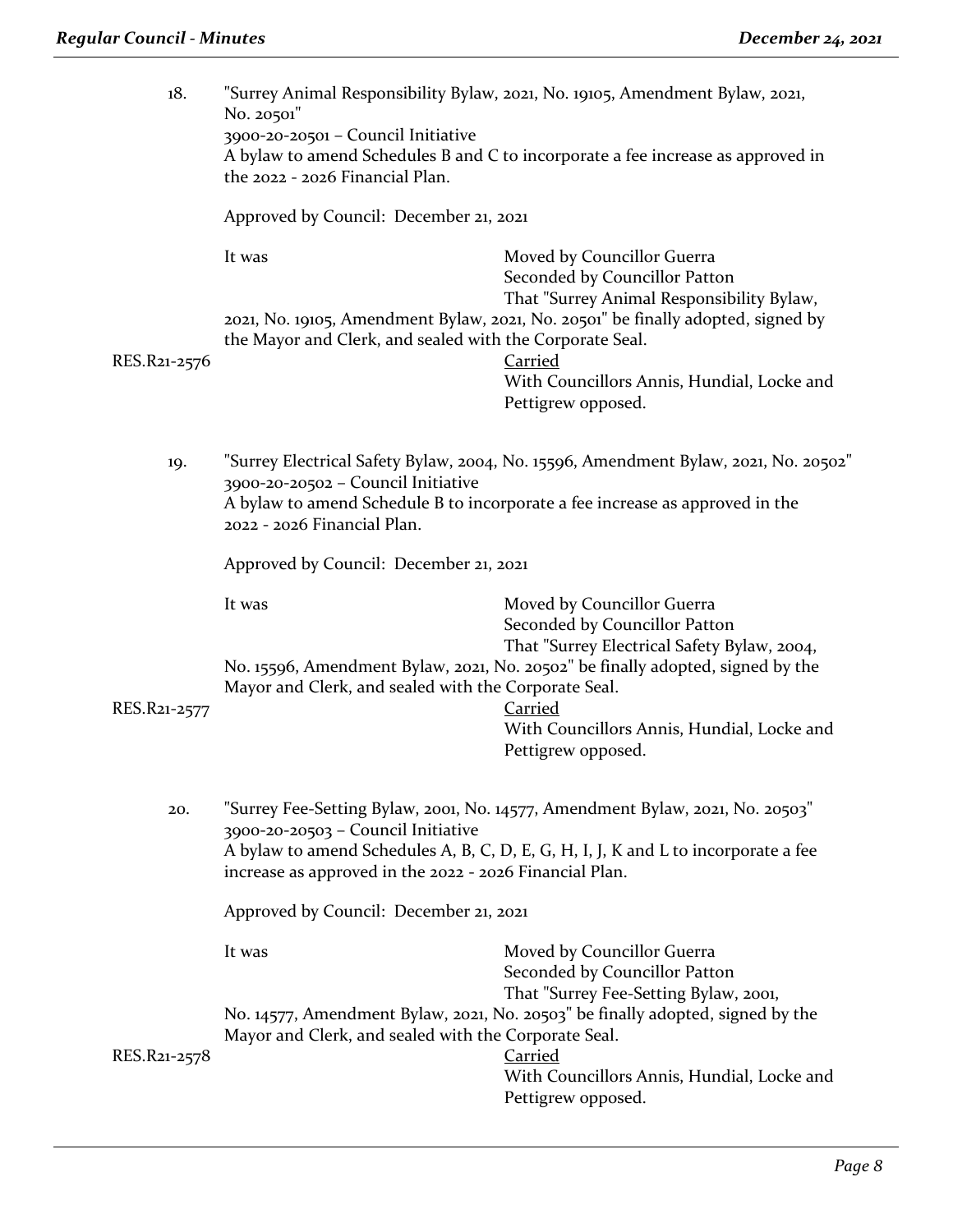18. "Surrey Animal Responsibility Bylaw, 2021, No. 19105, Amendment Bylaw, 2021, No. 20501"
3900-20-20501 – Council Initiative
A bylaw to amend Schedules B and C to incorporate a fee increase as approved in the 2022 - 2026 Financial Plan.

Approved by Council: December 21, 2021

It was Moved by Councillor Guerra
Seconded by Councillor Patton
That "Surrey Animal Responsibility Bylaw, 2021, No. 19105, Amendment Bylaw, 2021, No. 20501" be finally adopted, signed by the Mayor and Clerk, and sealed with the Corporate Seal.

RES.R21-2576 Carried
With Councillors Annis, Hundial, Locke and Pettigrew opposed.

19. "Surrey Electrical Safety Bylaw, 2004, No. 15596, Amendment Bylaw, 2021, No. 20502"
3900-20-20502 – Council Initiative
A bylaw to amend Schedule B to incorporate a fee increase as approved in the 2022 - 2026 Financial Plan.

Approved by Council: December 21, 2021

It was Moved by Councillor Guerra
Seconded by Councillor Patton
That "Surrey Electrical Safety Bylaw, 2004, No. 15596, Amendment Bylaw, 2021, No. 20502" be finally adopted, signed by the Mayor and Clerk, and sealed with the Corporate Seal.

RES.R21-2577 Carried
With Councillors Annis, Hundial, Locke and Pettigrew opposed.

20. "Surrey Fee-Setting Bylaw, 2001, No. 14577, Amendment Bylaw, 2021, No. 20503"
3900-20-20503 – Council Initiative
A bylaw to amend Schedules A, B, C, D, E, G, H, I, J, K and L to incorporate a fee increase as approved in the 2022 - 2026 Financial Plan.

Approved by Council: December 21, 2021

It was Moved by Councillor Guerra
Seconded by Councillor Patton
That "Surrey Fee-Setting Bylaw, 2001, No. 14577, Amendment Bylaw, 2021, No. 20503" be finally adopted, signed by the Mayor and Clerk, and sealed with the Corporate Seal.

RES.R21-2578 Carried
With Councillors Annis, Hundial, Locke and Pettigrew opposed.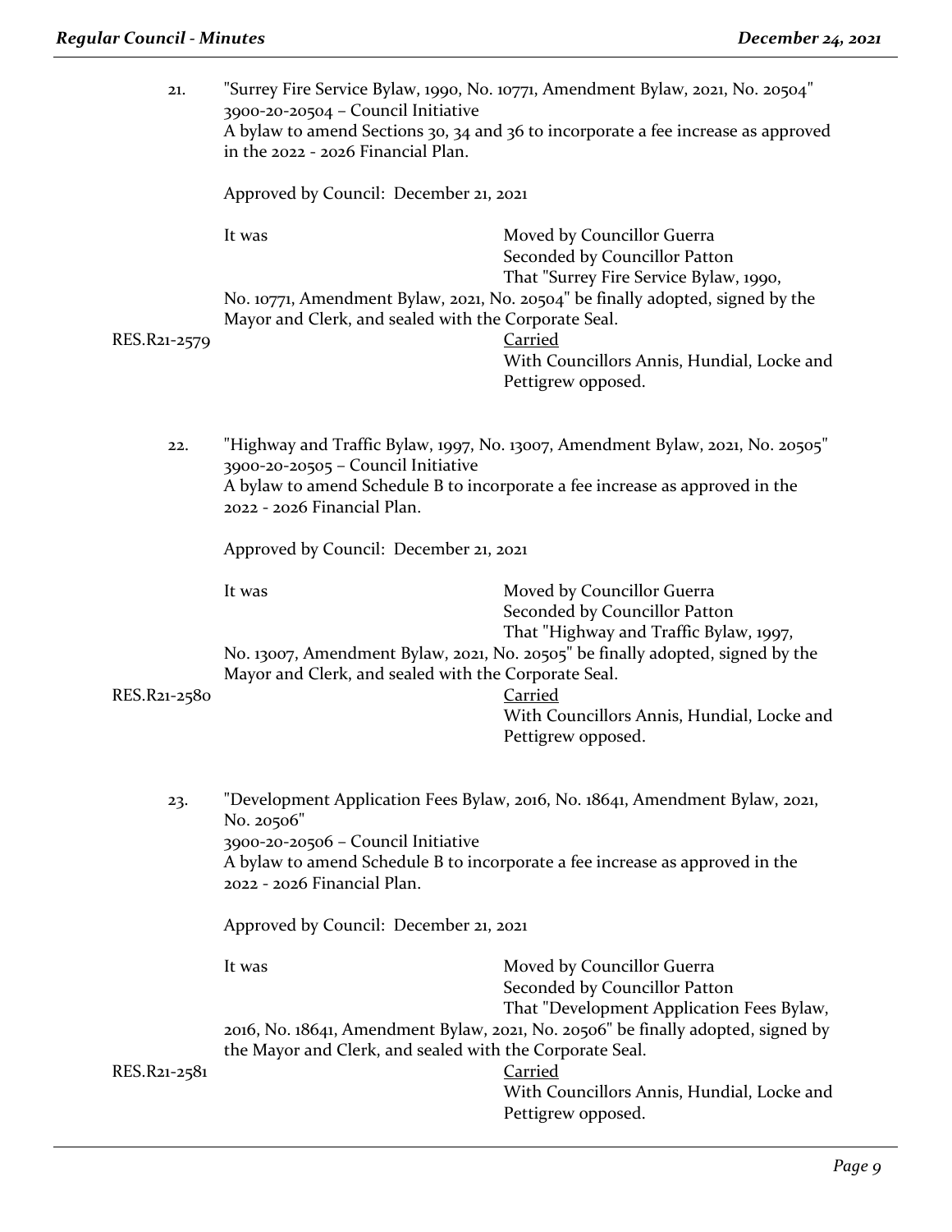21. "Surrey Fire Service Bylaw, 1990, No. 10771, Amendment Bylaw, 2021, No. 20504"
3900-20-20504 – Council Initiative
A bylaw to amend Sections 30, 34 and 36 to incorporate a fee increase as approved in the 2022 - 2026 Financial Plan.

Approved by Council: December 21, 2021

It was Moved by Councillor Guerra
Seconded by Councillor Patton
That "Surrey Fire Service Bylaw, 1990, No. 10771, Amendment Bylaw, 2021, No. 20504" be finally adopted, signed by the Mayor and Clerk, and sealed with the Corporate Seal.

RES.R21-2579 Carried
With Councillors Annis, Hundial, Locke and Pettigrew opposed.

22. "Highway and Traffic Bylaw, 1997, No. 13007, Amendment Bylaw, 2021, No. 20505"
3900-20-20505 – Council Initiative
A bylaw to amend Schedule B to incorporate a fee increase as approved in the 2022 - 2026 Financial Plan.

Approved by Council: December 21, 2021

It was Moved by Councillor Guerra
Seconded by Councillor Patton
That "Highway and Traffic Bylaw, 1997, No. 13007, Amendment Bylaw, 2021, No. 20505" be finally adopted, signed by the Mayor and Clerk, and sealed with the Corporate Seal.

RES.R21-2580 Carried
With Councillors Annis, Hundial, Locke and Pettigrew opposed.

23. "Development Application Fees Bylaw, 2016, No. 18641, Amendment Bylaw, 2021, No. 20506"
3900-20-20506 – Council Initiative
A bylaw to amend Schedule B to incorporate a fee increase as approved in the 2022 - 2026 Financial Plan.

Approved by Council: December 21, 2021

It was Moved by Councillor Guerra
Seconded by Councillor Patton
That "Development Application Fees Bylaw, 2016, No. 18641, Amendment Bylaw, 2021, No. 20506" be finally adopted, signed by the Mayor and Clerk, and sealed with the Corporate Seal.

RES.R21-2581 Carried
With Councillors Annis, Hundial, Locke and Pettigrew opposed.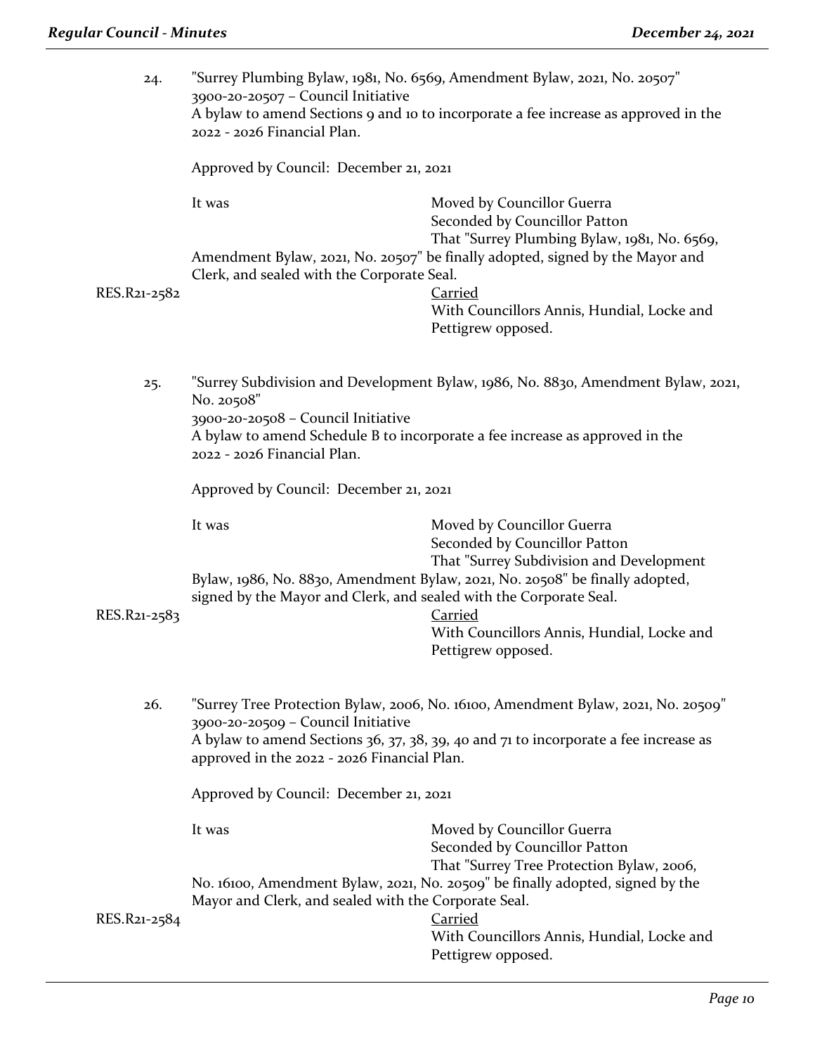24. "Surrey Plumbing Bylaw, 1981, No. 6569, Amendment Bylaw, 2021, No. 20507"
3900-20-20507 – Council Initiative
A bylaw to amend Sections 9 and 10 to incorporate a fee increase as approved in the 2022 - 2026 Financial Plan.

Approved by Council: December 21, 2021

It was

Moved by Councillor Guerra
Seconded by Councillor Patton
That "Surrey Plumbing Bylaw, 1981, No. 6569, Amendment Bylaw, 2021, No. 20507" be finally adopted, signed by the Mayor and Clerk, and sealed with the Corporate Seal.

RES.R21-2582

Carried
With Councillors Annis, Hundial, Locke and Pettigrew opposed.

25. "Surrey Subdivision and Development Bylaw, 1986, No. 8830, Amendment Bylaw, 2021, No. 20508"
3900-20-20508 – Council Initiative
A bylaw to amend Schedule B to incorporate a fee increase as approved in the 2022 - 2026 Financial Plan.

Approved by Council: December 21, 2021

It was

Moved by Councillor Guerra
Seconded by Councillor Patton
That "Surrey Subdivision and Development Bylaw, 1986, No. 8830, Amendment Bylaw, 2021, No. 20508" be finally adopted, signed by the Mayor and Clerk, and sealed with the Corporate Seal.

RES.R21-2583

Carried
With Councillors Annis, Hundial, Locke and Pettigrew opposed.

26. "Surrey Tree Protection Bylaw, 2006, No. 16100, Amendment Bylaw, 2021, No. 20509"
3900-20-20509 – Council Initiative
A bylaw to amend Sections 36, 37, 38, 39, 40 and 71 to incorporate a fee increase as approved in the 2022 - 2026 Financial Plan.

Approved by Council: December 21, 2021

It was

Moved by Councillor Guerra
Seconded by Councillor Patton
That "Surrey Tree Protection Bylaw, 2006, No. 16100, Amendment Bylaw, 2021, No. 20509" be finally adopted, signed by the Mayor and Clerk, and sealed with the Corporate Seal.

RES.R21-2584

Carried
With Councillors Annis, Hundial, Locke and Pettigrew opposed.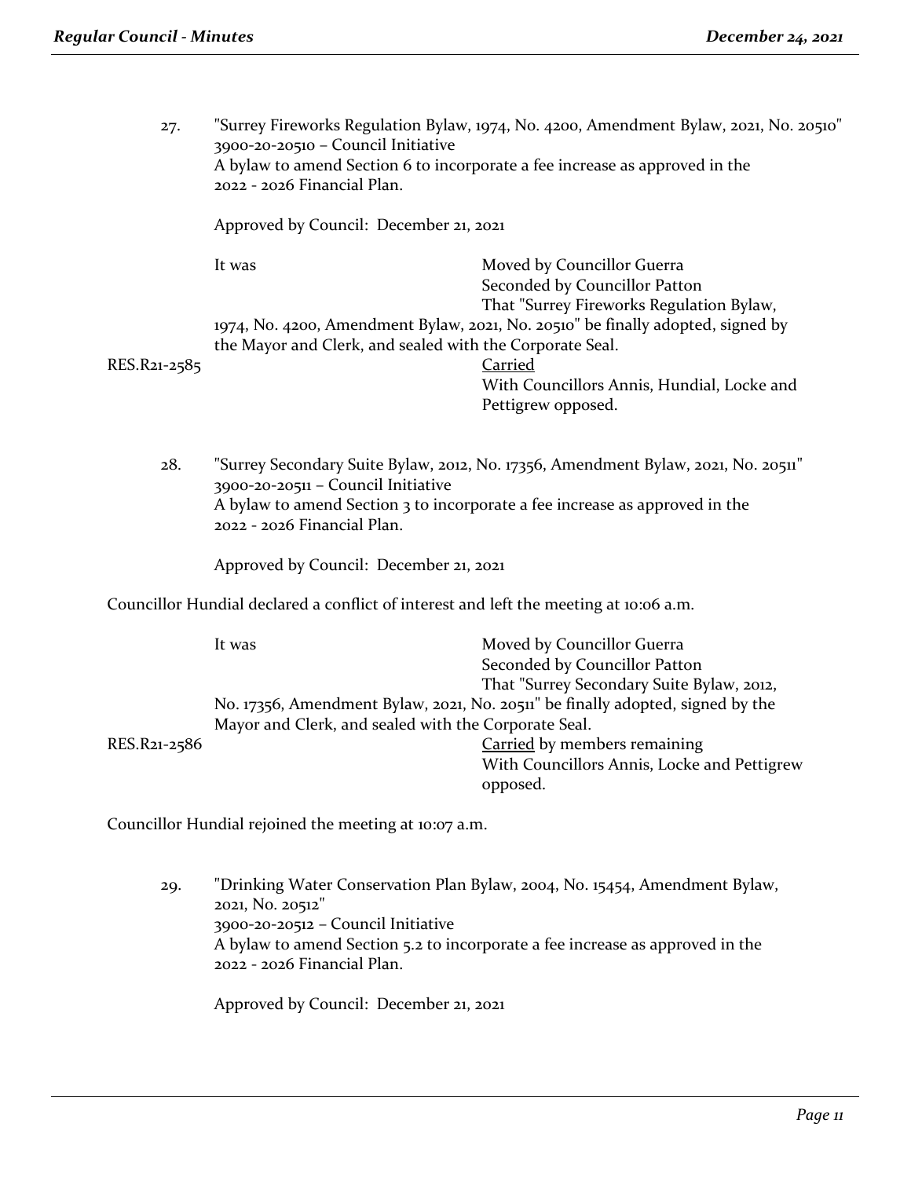27. "Surrey Fireworks Regulation Bylaw, 1974, No. 4200, Amendment Bylaw, 2021, No. 20510"
    3900-20-20510 – Council Initiative
    A bylaw to amend Section 6 to incorporate a fee increase as approved in the 2022 - 2026 Financial Plan.

    Approved by Council: December 21, 2021

    It was Moved by Councillor Guerra
    Seconded by Councillor Patton
    That "Surrey Fireworks Regulation Bylaw, 1974, No. 4200, Amendment Bylaw, 2021, No. 20510" be finally adopted, signed by the Mayor and Clerk, and sealed with the Corporate Seal.

RES.R21-2585 Carried
With Councillors Annis, Hundial, Locke and Pettigrew opposed.

28. "Surrey Secondary Suite Bylaw, 2012, No. 17356, Amendment Bylaw, 2021, No. 20511"
    3900-20-20511 – Council Initiative
    A bylaw to amend Section 3 to incorporate a fee increase as approved in the 2022 - 2026 Financial Plan.

    Approved by Council: December 21, 2021

Councillor Hundial declared a conflict of interest and left the meeting at 10:06 a.m.

It was Moved by Councillor Guerra
Seconded by Councillor Patton
That "Surrey Secondary Suite Bylaw, 2012, No. 17356, Amendment Bylaw, 2021, No. 20511" be finally adopted, signed by the Mayor and Clerk, and sealed with the Corporate Seal.

RES.R21-2586 Carried by members remaining
With Councillors Annis, Locke and Pettigrew opposed.

Councillor Hundial rejoined the meeting at 10:07 a.m.

29. "Drinking Water Conservation Plan Bylaw, 2004, No. 15454, Amendment Bylaw, 2021, No. 20512"
    3900-20-20512 – Council Initiative
    A bylaw to amend Section 5.2 to incorporate a fee increase as approved in the 2022 - 2026 Financial Plan.

    Approved by Council: December 21, 2021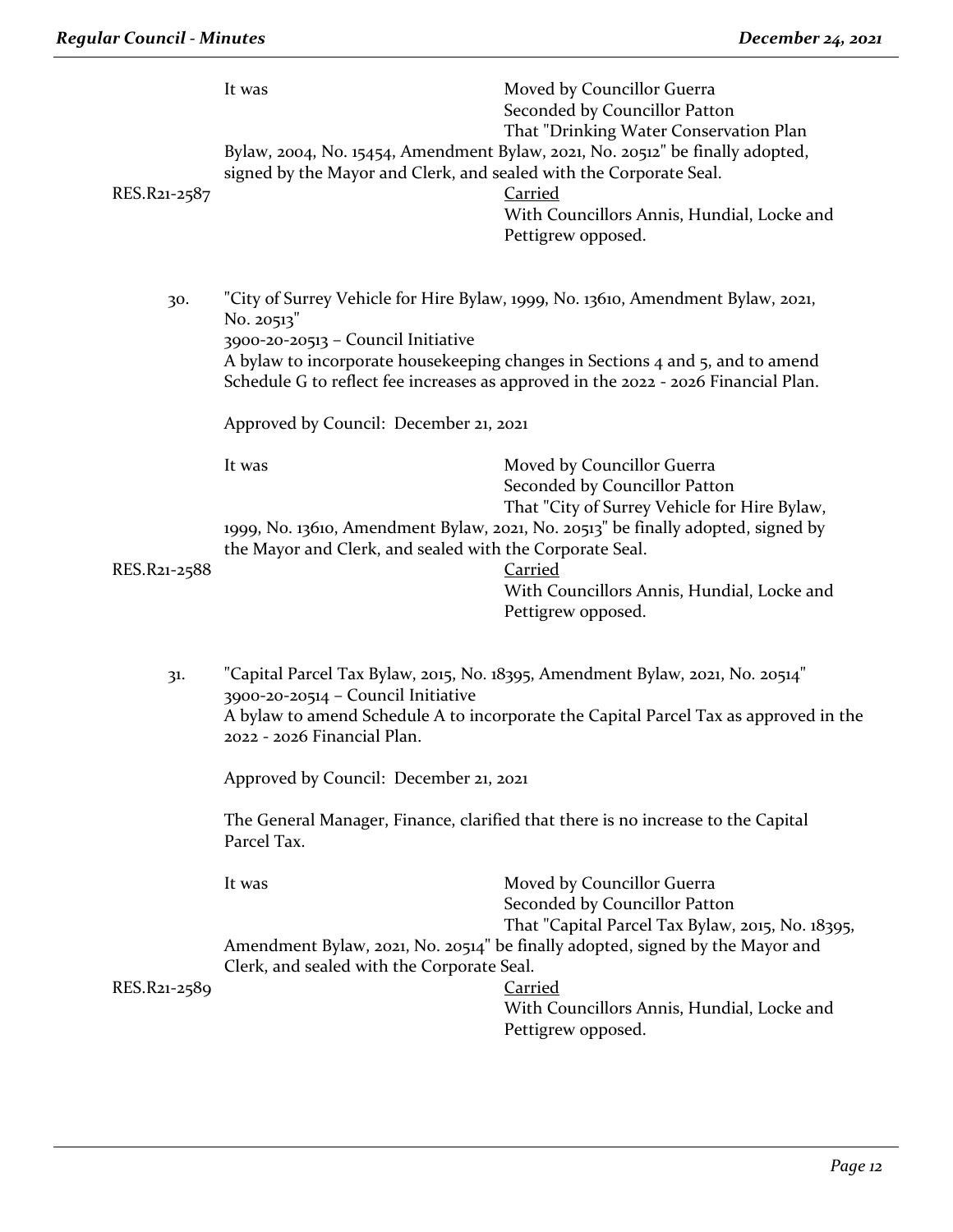It was Moved by Councillor Guerra
Seconded by Councillor Patton
That "Drinking Water Conservation Plan Bylaw, 2004, No. 15454, Amendment Bylaw, 2021, No. 20512" be finally adopted, signed by the Mayor and Clerk, and sealed with the Corporate Seal.

RES.R21-2587

Carried
With Councillors Annis, Hundial, Locke and Pettigrew opposed.

30. "City of Surrey Vehicle for Hire Bylaw, 1999, No. 13610, Amendment Bylaw, 2021, No. 20513"
3900-20-20513 – Council Initiative
A bylaw to incorporate housekeeping changes in Sections 4 and 5, and to amend Schedule G to reflect fee increases as approved in the 2022 - 2026 Financial Plan.

Approved by Council: December 21, 2021

It was Moved by Councillor Guerra
Seconded by Councillor Patton
That "City of Surrey Vehicle for Hire Bylaw, 1999, No. 13610, Amendment Bylaw, 2021, No. 20513" be finally adopted, signed by the Mayor and Clerk, and sealed with the Corporate Seal.

RES.R21-2588

Carried
With Councillors Annis, Hundial, Locke and Pettigrew opposed.

31. "Capital Parcel Tax Bylaw, 2015, No. 18395, Amendment Bylaw, 2021, No. 20514"
3900-20-20514 – Council Initiative
A bylaw to amend Schedule A to incorporate the Capital Parcel Tax as approved in the 2022 - 2026 Financial Plan.

Approved by Council: December 21, 2021

The General Manager, Finance, clarified that there is no increase to the Capital Parcel Tax.

It was Moved by Councillor Guerra
Seconded by Councillor Patton
That "Capital Parcel Tax Bylaw, 2015, No. 18395, Amendment Bylaw, 2021, No. 20514" be finally adopted, signed by the Mayor and Clerk, and sealed with the Corporate Seal.

RES.R21-2589

Carried
With Councillors Annis, Hundial, Locke and Pettigrew opposed.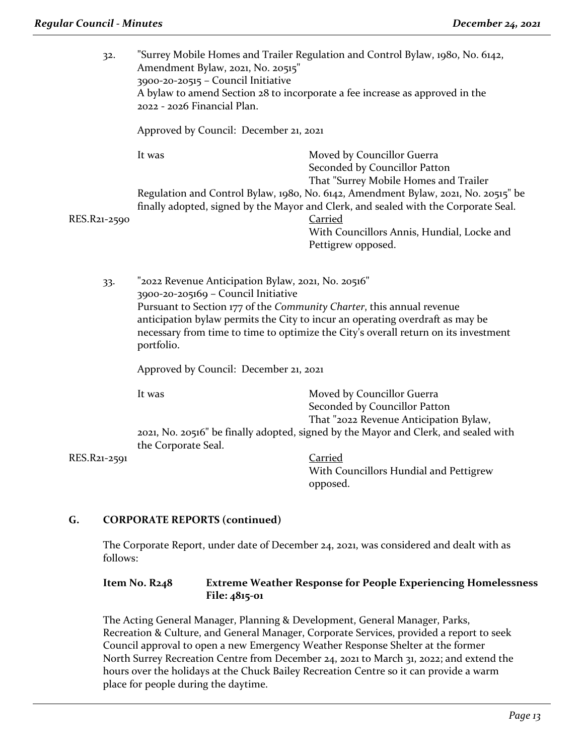32. "Surrey Mobile Homes and Trailer Regulation and Control Bylaw, 1980, No. 6142, Amendment Bylaw, 2021, No. 20515"
3900-20-20515 – Council Initiative
A bylaw to amend Section 28 to incorporate a fee increase as approved in the 2022 - 2026 Financial Plan.

Approved by Council: December 21, 2021

It was Moved by Councillor Guerra
Seconded by Councillor Patton
That "Surrey Mobile Homes and Trailer Regulation and Control Bylaw, 1980, No. 6142, Amendment Bylaw, 2021, No. 20515" be finally adopted, signed by the Mayor and Clerk, and sealed with the Corporate Seal.

RES.R21-2590 Carried
With Councillors Annis, Hundial, Locke and Pettigrew opposed.

33. "2022 Revenue Anticipation Bylaw, 2021, No. 20516"
3900-20-205169 – Council Initiative
Pursuant to Section 177 of the *Community Charter*, this annual revenue anticipation bylaw permits the City to incur an operating overdraft as may be necessary from time to time to optimize the City's overall return on its investment portfolio.

Approved by Council: December 21, 2021

It was Moved by Councillor Guerra
Seconded by Councillor Patton
That "2022 Revenue Anticipation Bylaw, 2021, No. 20516" be finally adopted, signed by the Mayor and Clerk, and sealed with the Corporate Seal.

RES.R21-2591 Carried
With Councillors Hundial and Pettigrew opposed.

## G. CORPORATE REPORTS (continued)

The Corporate Report, under date of December 24, 2021, was considered and dealt with as follows:

**Item No. R248 Extreme Weather Response for People Experiencing Homelessness**
**File: 4815-01**

The Acting General Manager, Planning & Development, General Manager, Parks, Recreation & Culture, and General Manager, Corporate Services, provided a report to seek Council approval to open a new Emergency Weather Response Shelter at the former North Surrey Recreation Centre from December 24, 2021 to March 31, 2022; and extend the hours over the holidays at the Chuck Bailey Recreation Centre so it can provide a warm place for people during the daytime.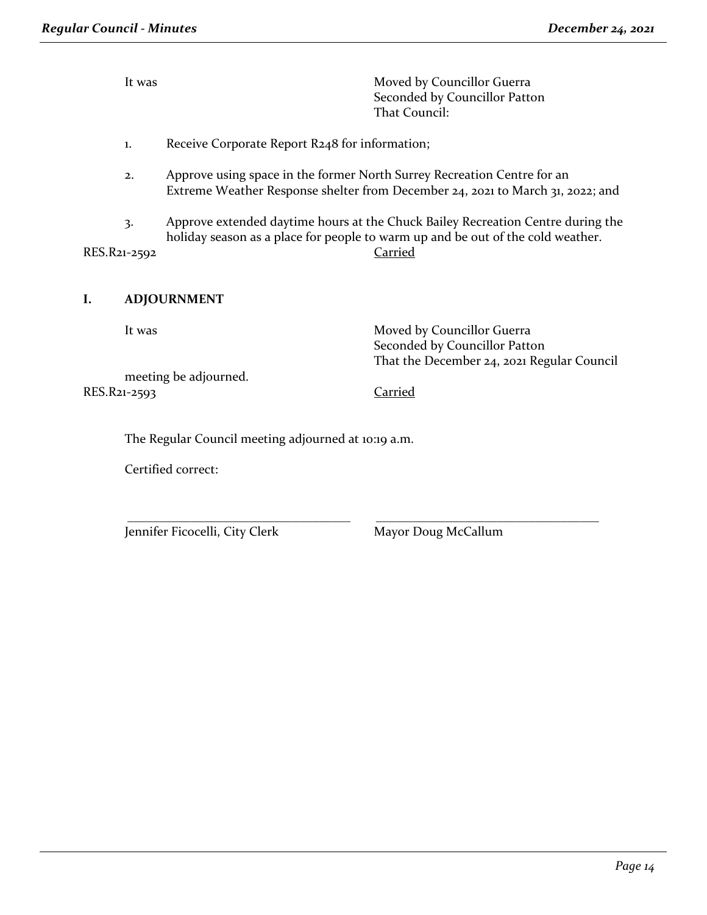It was Moved by Councillor Guerra
Seconded by Councillor Patton
That Council:

1. Receive Corporate Report R248 for information;

2. Approve using space in the former North Surrey Recreation Centre for an Extreme Weather Response shelter from December 24, 2021 to March 31, 2022; and

3. Approve extended daytime hours at the Chuck Bailey Recreation Centre during the holiday season as a place for people to warm up and be out of the cold weather.

RES.R21-2592 Carried

## I. ADJOURNMENT

It was Moved by Councillor Guerra
Seconded by Councillor Patton
That the December 24, 2021 Regular Council meeting be adjourned.

RES.R21-2593 Carried

The Regular Council meeting adjourned at 10:19 a.m.

Certified correct:

\_\_\_\_\_\_\_\_\_\_\_\_\_\_\_\_\_\_\_\_\_\_\_\_\_\_\_\_\_\_\_\_\_\_\_\_
Jennifer Ficocelli, City Clerk

\_\_\_\_\_\_\_\_\_\_\_\_\_\_\_\_\_\_\_\_\_\_\_\_\_\_\_\_\_\_\_\_\_\_\_\_
Mayor Doug McCallum